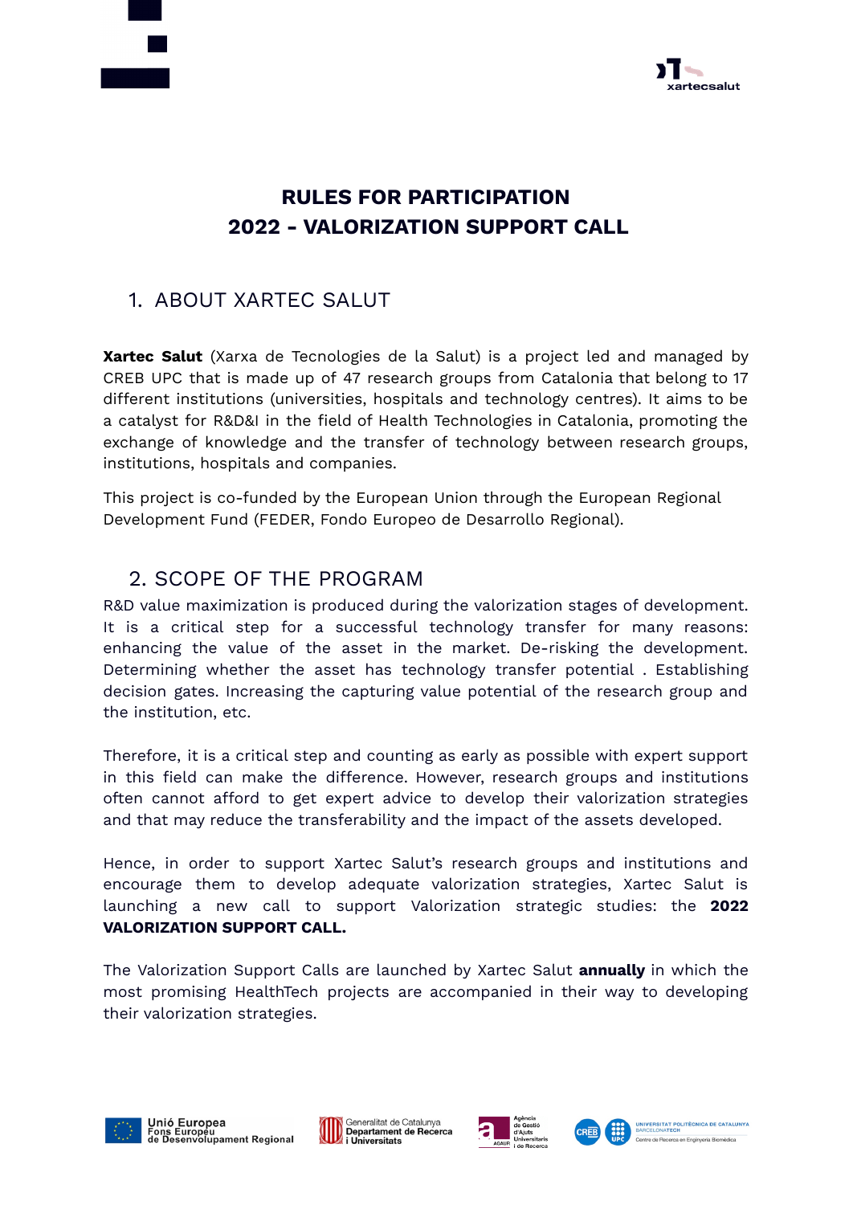# RULES FOR PARTICIPATION
# 2022 - VALORIZATION SUPPORT CALL

## 1. ABOUT XARTEC SALUT

**Xartec Salut** (Xarxa de Tecnologies de la Salut) is a project led and managed by CREB UPC that is made up of 47 research groups from Catalonia that belong to 17 different institutions (universities, hospitals and technology centres). It aims to be a catalyst for R&D&I in the field of Health Technologies in Catalonia, promoting the exchange of knowledge and the transfer of technology between research groups, institutions, hospitals and companies.

This project is co-funded by the European Union through the European Regional Development Fund (FEDER, Fondo Europeo de Desarrollo Regional).

## 2. SCOPE OF THE PROGRAM

R&D value maximization is produced during the valorization stages of development. It is a critical step for a successful technology transfer for many reasons: enhancing the value of the asset in the market. De-risking the development. Determining whether the asset has technology transfer potential . Establishing decision gates. Increasing the capturing value potential of the research group and the institution, etc.

Therefore, it is a critical step and counting as early as possible with expert support in this field can make the difference. However, research groups and institutions often cannot afford to get expert advice to develop their valorization strategies and that may reduce the transferability and the impact of the assets developed.

Hence, in order to support Xartec Salut's research groups and institutions and encourage them to develop adequate valorization strategies, Xartec Salut is launching a new call to support Valorization strategic studies: the **2022 VALORIZATION SUPPORT CALL.**

The Valorization Support Calls are launched by Xartec Salut **annually** in which the most promising HealthTech projects are accompanied in their way to developing their valorization strategies.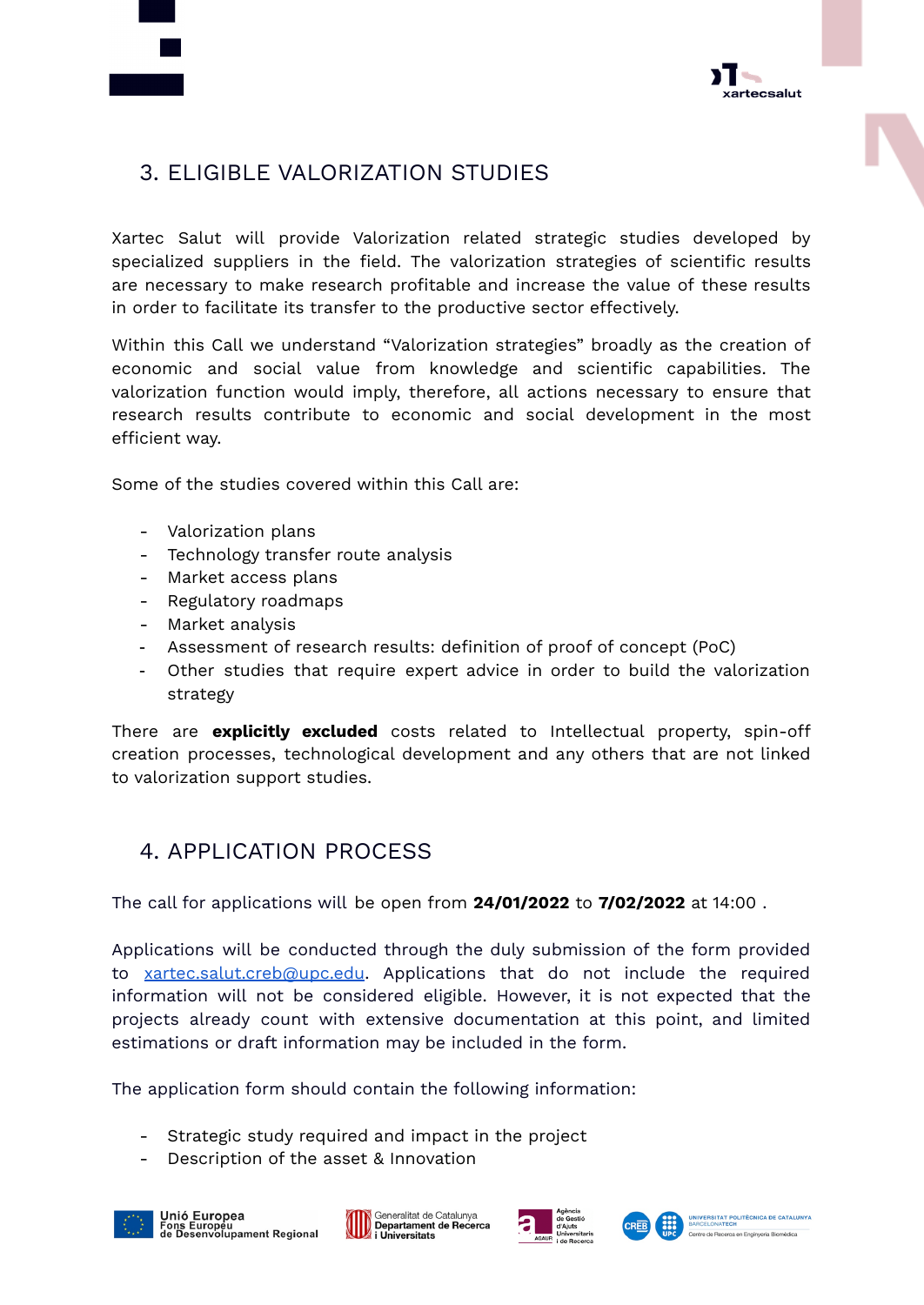## 3. ELIGIBLE VALORIZATION STUDIES

Xartec Salut will provide Valorization related strategic studies developed by specialized suppliers in the field. The valorization strategies of scientific results are necessary to make research profitable and increase the value of these results in order to facilitate its transfer to the productive sector effectively.

Within this Call we understand "Valorization strategies" broadly as the creation of economic and social value from knowledge and scientific capabilities. The valorization function would imply, therefore, all actions necessary to ensure that research results contribute to economic and social development in the most efficient way.

Some of the studies covered within this Call are:

- Valorization plans
- Technology transfer route analysis
- Market access plans
- Regulatory roadmaps
- Market analysis
- Assessment of research results: definition of proof of concept (PoC)
- Other studies that require expert advice in order to build the valorization strategy

There are **explicitly excluded** costs related to Intellectual property, spin-off creation processes, technological development and any others that are not linked to valorization support studies.

## 4. APPLICATION PROCESS

The call for applications will be open from **24/01/2022** to **7/02/2022** at 14:00 .

Applications will be conducted through the duly submission of the form provided to xartec.salut.creb@upc.edu. Applications that do not include the required information will not be considered eligible. However, it is not expected that the projects already count with extensive documentation at this point, and limited estimations or draft information may be included in the form.

The application form should contain the following information:

- Strategic study required and impact in the project
- Description of the asset & Innovation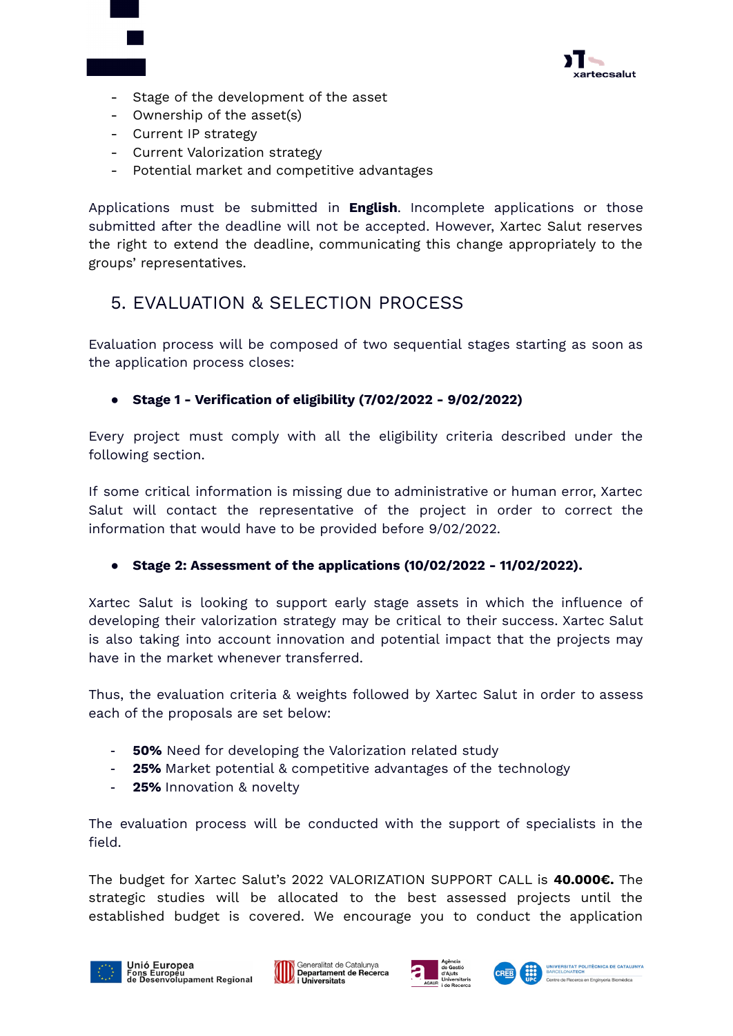- Stage of the development of the asset
- Ownership of the asset(s)
- Current IP strategy
- Current Valorization strategy
- Potential market and competitive advantages

Applications must be submitted in **English**. Incomplete applications or those submitted after the deadline will not be accepted. However, Xartec Salut reserves the right to extend the deadline, communicating this change appropriately to the groups' representatives.

## 5. EVALUATION & SELECTION PROCESS

Evaluation process will be composed of two sequential stages starting as soon as the application process closes:

- **Stage 1 - Verification of eligibility (7/02/2022 - 9/02/2022)**

Every project must comply with all the eligibility criteria described under the following section.

If some critical information is missing due to administrative or human error, Xartec Salut will contact the representative of the project in order to correct the information that would have to be provided before 9/02/2022.

- **Stage 2: Assessment of the applications (10/02/2022 - 11/02/2022).**

Xartec Salut is looking to support early stage assets in which the influence of developing their valorization strategy may be critical to their success. Xartec Salut is also taking into account innovation and potential impact that the projects may have in the market whenever transferred.

Thus, the evaluation criteria & weights followed by Xartec Salut in order to assess each of the proposals are set below:

- **50%** Need for developing the Valorization related study
- **25%** Market potential & competitive advantages of the technology
- **25%** Innovation & novelty

The evaluation process will be conducted with the support of specialists in the field.

The budget for Xartec Salut's 2022 VALORIZATION SUPPORT CALL is **40.000€.** The strategic studies will be allocated to the best assessed projects until the established budget is covered. We encourage you to conduct the application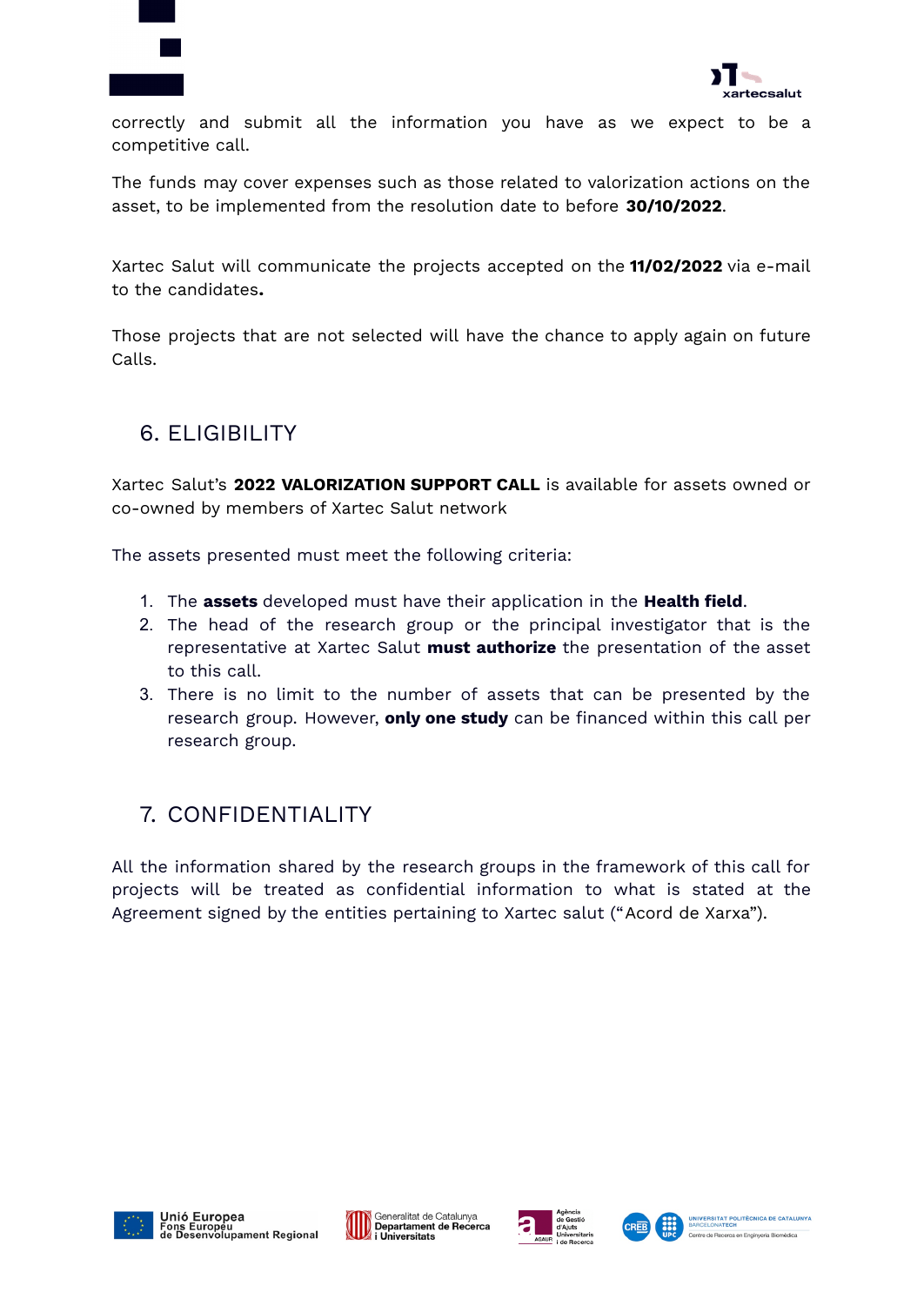correctly and submit all the information you have as we expect to be a competitive call.

The funds may cover expenses such as those related to valorization actions on the asset, to be implemented from the resolution date to before **30/10/2022**.

Xartec Salut will communicate the projects accepted on the **11/02/2022** via e-mail to the candidates**.**

Those projects that are not selected will have the chance to apply again on future Calls.

## 6. ELIGIBILITY

Xartec Salut's **2022 VALORIZATION SUPPORT CALL** is available for assets owned or co-owned by members of Xartec Salut network

The assets presented must meet the following criteria:

1. The **assets** developed must have their application in the **Health field**.
2. The head of the research group or the principal investigator that is the representative at Xartec Salut **must authorize** the presentation of the asset to this call.
3. There is no limit to the number of assets that can be presented by the research group. However, **only one study** can be financed within this call per research group.

## 7. CONFIDENTIALITY

All the information shared by the research groups in the framework of this call for projects will be treated as confidential information to what is stated at the Agreement signed by the entities pertaining to Xartec salut ("Acord de Xarxa").